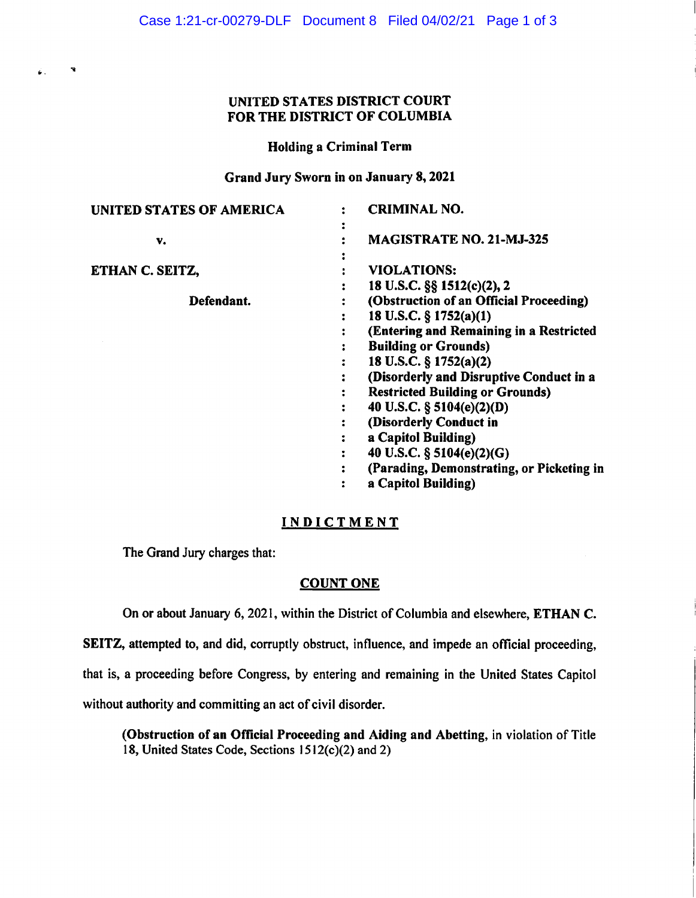UNITED STATES DISTRICT COURT
FOR THE DISTRICT OF COLUMBIA

**Holding a Criminal Term**

**Grand Jury Sworn in on January 8, 2021**

| | | |
|---|---|---|
| **UNITED STATES OF AMERICA** | : | **CRIMINAL NO.** |
| | : | |
| **v.** | : | **MAGISTRATE NO. 21-MJ-325** |
| | : | |
| **ETHAN C. SEITZ,** | : | **VIOLATIONS:** |
| | : | **18 U.S.C. §§ 1512(c)(2), 2** |
| **Defendant.** | : | **(Obstruction of an Official Proceeding)** |
| | : | **18 U.S.C. § 1752(a)(1)** |
| | : | **(Entering and Remaining in a Restricted Building or Grounds)** |
| | : | **18 U.S.C. § 1752(a)(2)** |
| | : | **(Disorderly and Disruptive Conduct in a Restricted Building or Grounds)** |
| | : | **40 U.S.C. § 5104(e)(2)(D)** |
| | : | **(Disorderly Conduct in a Capitol Building)** |
| | : | **40 U.S.C. § 5104(e)(2)(G)** |
| | : | **(Parading, Demonstrating, or Picketing in a Capitol Building)** |

# INDICTMENT

The Grand Jury charges that:

## COUNT ONE

On or about January 6, 2021, within the District of Columbia and elsewhere, **ETHAN C. SEITZ,** attempted to, and did, corruptly obstruct, influence, and impede an official proceeding, that is, a proceeding before Congress, by entering and remaining in the United States Capitol without authority and committing an act of civil disorder.

> **(Obstruction of an Official Proceeding and Aiding and Abetting,** in violation of Title 18, United States Code, Sections 1512(c)(2) and 2)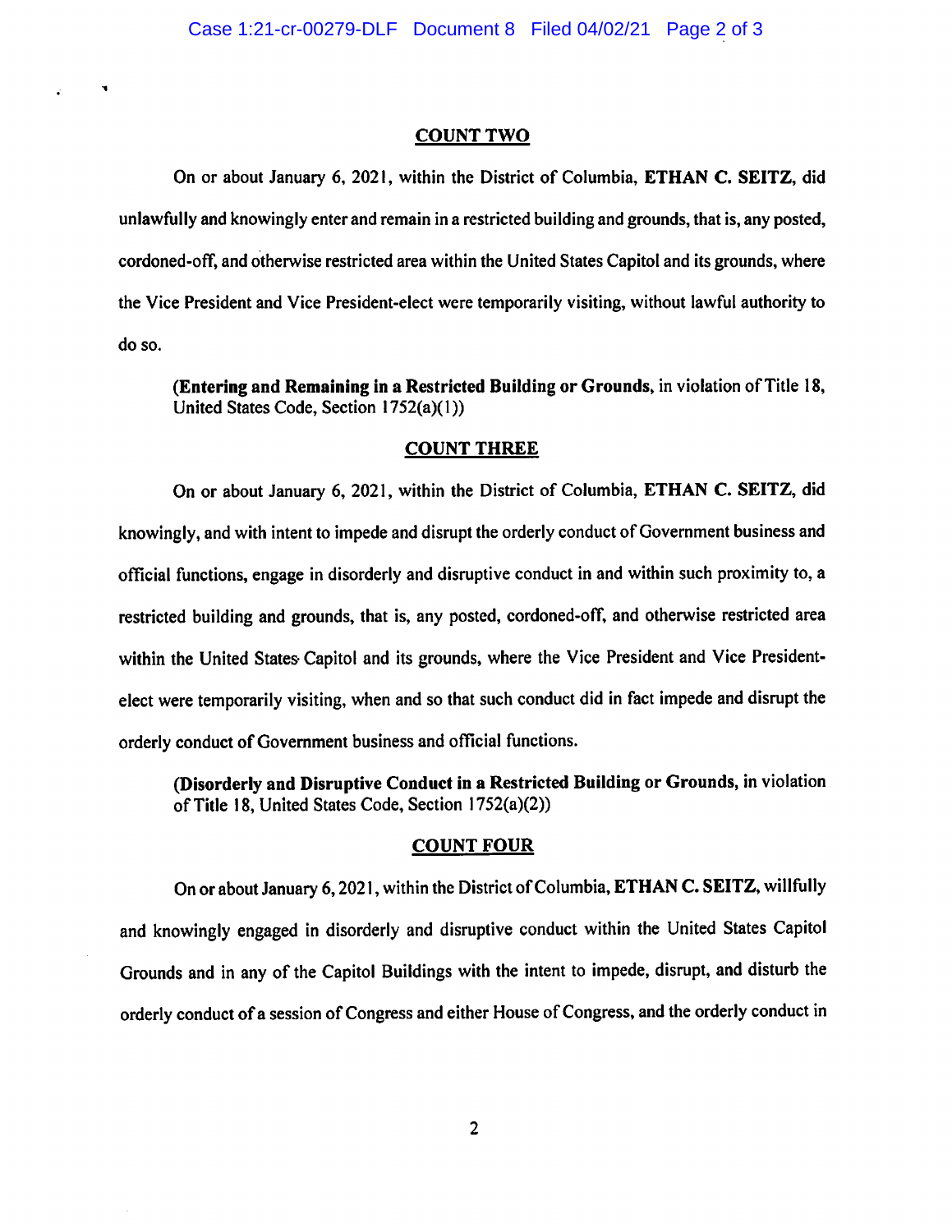## COUNT TWO

On or about January 6, 2021, within the District of Columbia, **ETHAN C. SEITZ**, did unlawfully and knowingly enter and remain in a restricted building and grounds, that is, any posted, cordoned-off, and otherwise restricted area within the United States Capitol and its grounds, where the Vice President and Vice President-elect were temporarily visiting, without lawful authority to do so.

(**Entering and Remaining in a Restricted Building or Grounds**, in violation of Title 18, United States Code, Section 1752(a)(1))

## COUNT THREE

On or about January 6, 2021, within the District of Columbia, **ETHAN C. SEITZ**, did knowingly, and with intent to impede and disrupt the orderly conduct of Government business and official functions, engage in disorderly and disruptive conduct in and within such proximity to, a restricted building and grounds, that is, any posted, cordoned-off, and otherwise restricted area within the United States Capitol and its grounds, where the Vice President and Vice President-elect were temporarily visiting, when and so that such conduct did in fact impede and disrupt the orderly conduct of Government business and official functions.

(**Disorderly and Disruptive Conduct in a Restricted Building or Grounds**, in violation of Title 18, United States Code, Section 1752(a)(2))

## COUNT FOUR

On or about January 6, 2021, within the District of Columbia, **ETHAN C. SEITZ**, willfully and knowingly engaged in disorderly and disruptive conduct within the United States Capitol Grounds and in any of the Capitol Buildings with the intent to impede, disrupt, and disturb the orderly conduct of a session of Congress and either House of Congress, and the orderly conduct in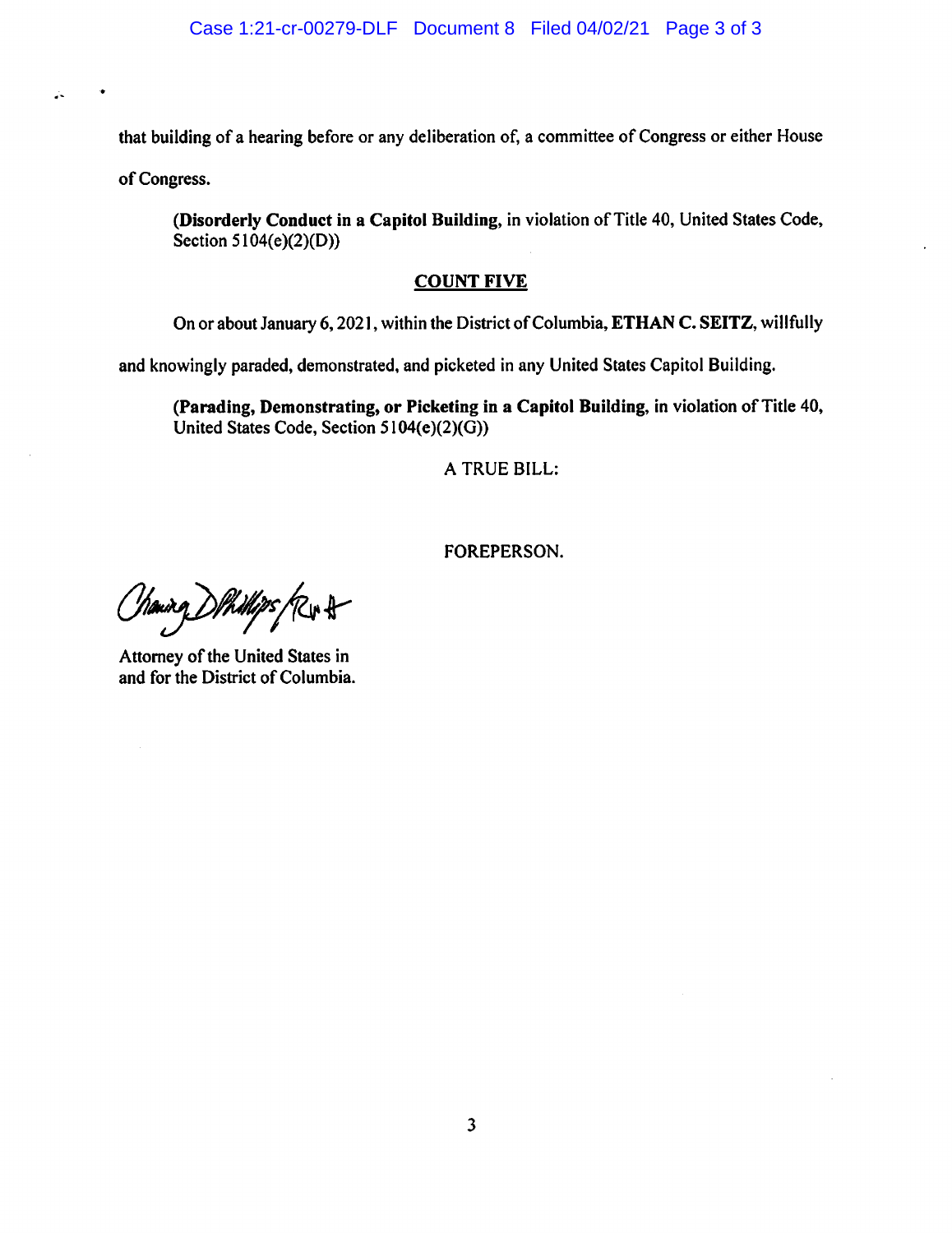that building of a hearing before or any deliberation of, a committee of Congress or either House of Congress.

**(Disorderly Conduct in a Capitol Building,** in violation of Title 40, United States Code, Section 5104(e)(2)(D))

## COUNT FIVE

On or about January 6, 2021, within the District of Columbia, **ETHAN C. SEITZ**, willfully and knowingly paraded, demonstrated, and picketed in any United States Capitol Building.

**(Parading, Demonstrating, or Picketing in a Capitol Building,** in violation of Title 40, United States Code, Section 5104(e)(2)(G))

A TRUE BILL:

FOREPERSON.

Channing D Phillips / RDA

Attorney of the United States in
and for the District of Columbia.